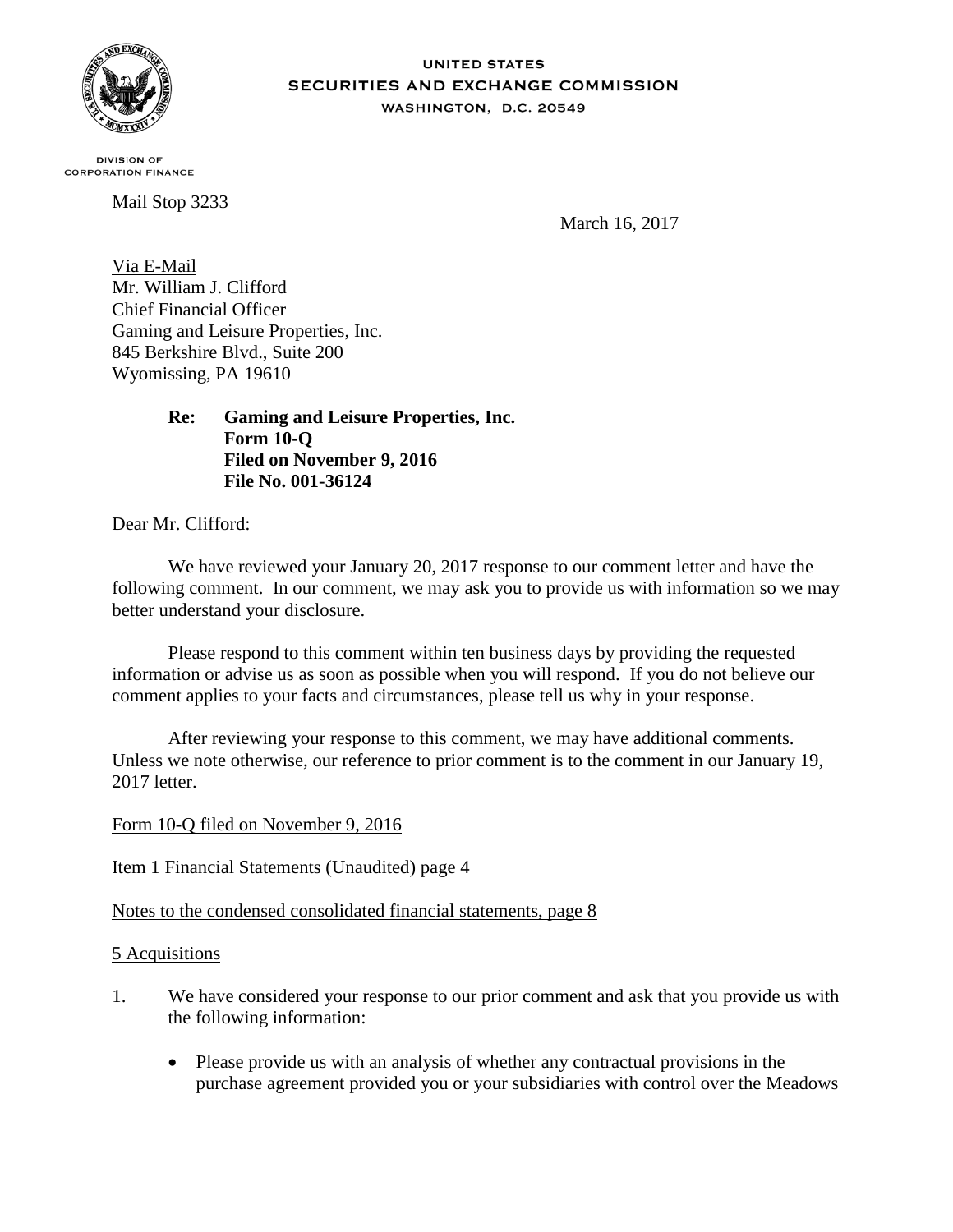UNITED STATES
SECURITIES AND EXCHANGE COMMISSION
WASHINGTON, D.C. 20549

DIVISION OF
CORPORATION FINANCE

Mail Stop 3233

March 16, 2017

Via E-Mail
Mr. William J. Clifford
Chief Financial Officer
Gaming and Leisure Properties, Inc.
845 Berkshire Blvd., Suite 200
Wyomissing, PA 19610

> **Re: Gaming and Leisure Properties, Inc.**
> **Form 10-Q**
> **Filed on November 9, 2016**
> **File No. 001-36124**

Dear Mr. Clifford:

We have reviewed your January 20, 2017 response to our comment letter and have the following comment. In our comment, we may ask you to provide us with information so we may better understand your disclosure.

Please respond to this comment within ten business days by providing the requested information or advise us as soon as possible when you will respond. If you do not believe our comment applies to your facts and circumstances, please tell us why in your response.

After reviewing your response to this comment, we may have additional comments. Unless we note otherwise, our reference to prior comment is to the comment in our January 19, 2017 letter.

Form 10-Q filed on November 9, 2016

Item 1 Financial Statements (Unaudited) page 4

Notes to the condensed consolidated financial statements, page 8

5 Acquisitions

1. We have considered your response to our prior comment and ask that you provide us with the following information:

   - Please provide us with an analysis of whether any contractual provisions in the purchase agreement provided you or your subsidiaries with control over the Meadows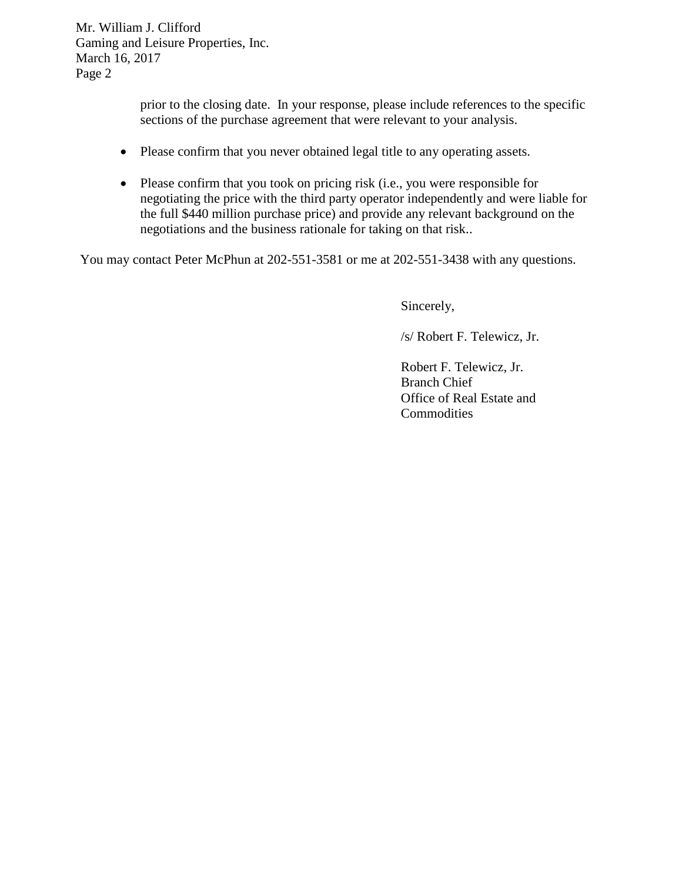prior to the closing date. In your response, please include references to the specific sections of the purchase agreement that were relevant to your analysis.

- Please confirm that you never obtained legal title to any operating assets.
- Please confirm that you took on pricing risk (i.e., you were responsible for negotiating the price with the third party operator independently and were liable for the full $440 million purchase price) and provide any relevant background on the negotiations and the business rationale for taking on that risk..

You may contact Peter McPhun at 202-551-3581 or me at 202-551-3438 with any questions.

Sincerely,

/s/ Robert F. Telewicz, Jr.

Robert F. Telewicz, Jr.
Branch Chief
Office of Real Estate and Commodities